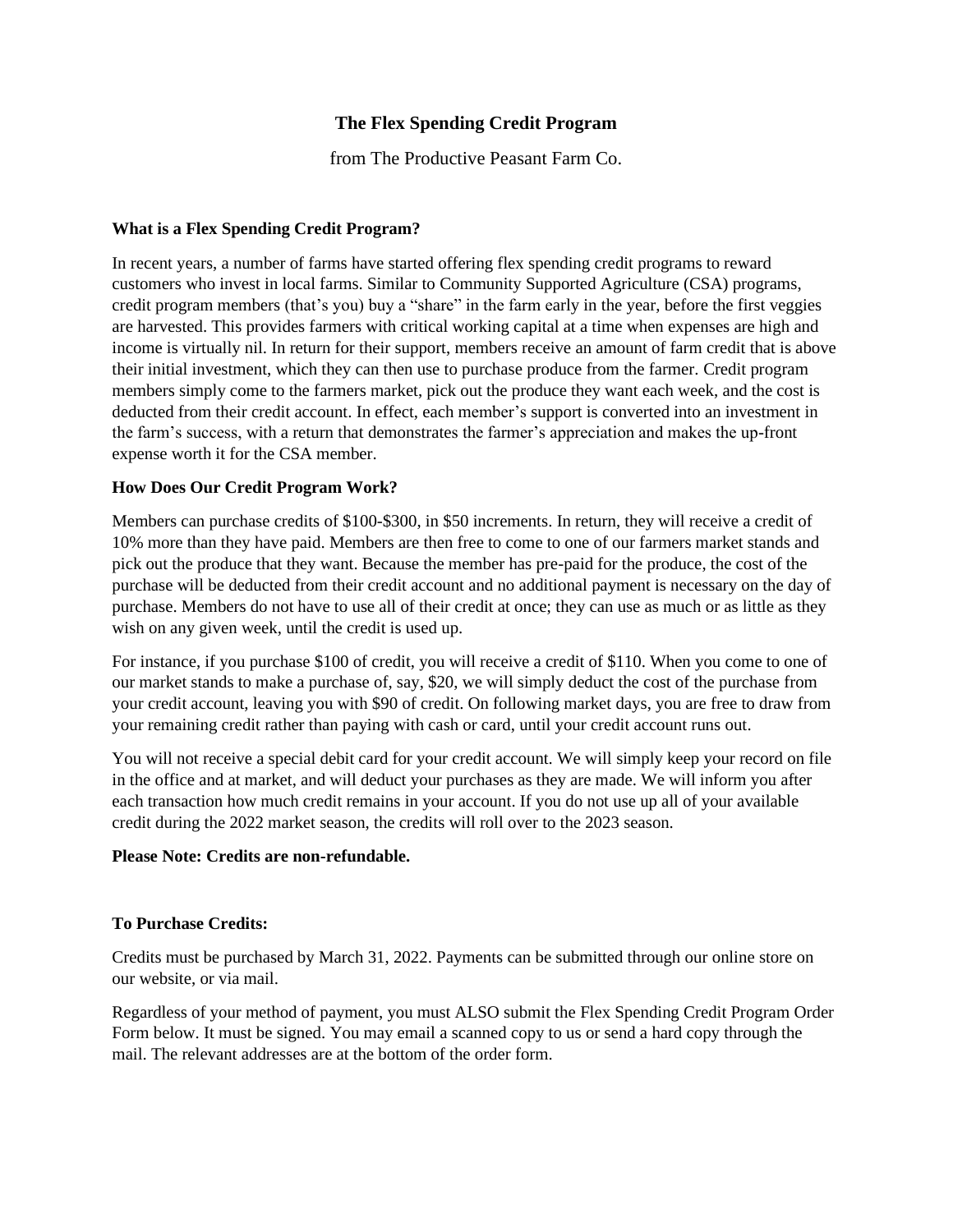# The Flex Spending Credit Program

from The Productive Peasant Farm Co.

### What is a Flex Spending Credit Program?

In recent years, a number of farms have started offering flex spending credit programs to reward customers who invest in local farms. Similar to Community Supported Agriculture (CSA) programs, credit program members (that's you) buy a "share" in the farm early in the year, before the first veggies are harvested. This provides farmers with critical working capital at a time when expenses are high and income is virtually nil. In return for their support, members receive an amount of farm credit that is above their initial investment, which they can then use to purchase produce from the farmer. Credit program members simply come to the farmers market, pick out the produce they want each week, and the cost is deducted from their credit account. In effect, each member's support is converted into an investment in the farm's success, with a return that demonstrates the farmer's appreciation and makes the up-front expense worth it for the CSA member.

### How Does Our Credit Program Work?

Members can purchase credits of $100-$300, in $50 increments. In return, they will receive a credit of 10% more than they have paid. Members are then free to come to one of our farmers market stands and pick out the produce that they want. Because the member has pre-paid for the produce, the cost of the purchase will be deducted from their credit account and no additional payment is necessary on the day of purchase. Members do not have to use all of their credit at once; they can use as much or as little as they wish on any given week, until the credit is used up.

For instance, if you purchase $100 of credit, you will receive a credit of $110. When you come to one of our market stands to make a purchase of, say, $20, we will simply deduct the cost of the purchase from your credit account, leaving you with $90 of credit. On following market days, you are free to draw from your remaining credit rather than paying with cash or card, until your credit account runs out.

You will not receive a special debit card for your credit account. We will simply keep your record on file in the office and at market, and will deduct your purchases as they are made. We will inform you after each transaction how much credit remains in your account. If you do not use up all of your available credit during the 2022 market season, the credits will roll over to the 2023 season.

**Please Note: Credits are non-refundable.**

### To Purchase Credits:

Credits must be purchased by March 31, 2022. Payments can be submitted through our online store on our website, or via mail.

Regardless of your method of payment, you must ALSO submit the Flex Spending Credit Program Order Form below. It must be signed. You may email a scanned copy to us or send a hard copy through the mail. The relevant addresses are at the bottom of the order form.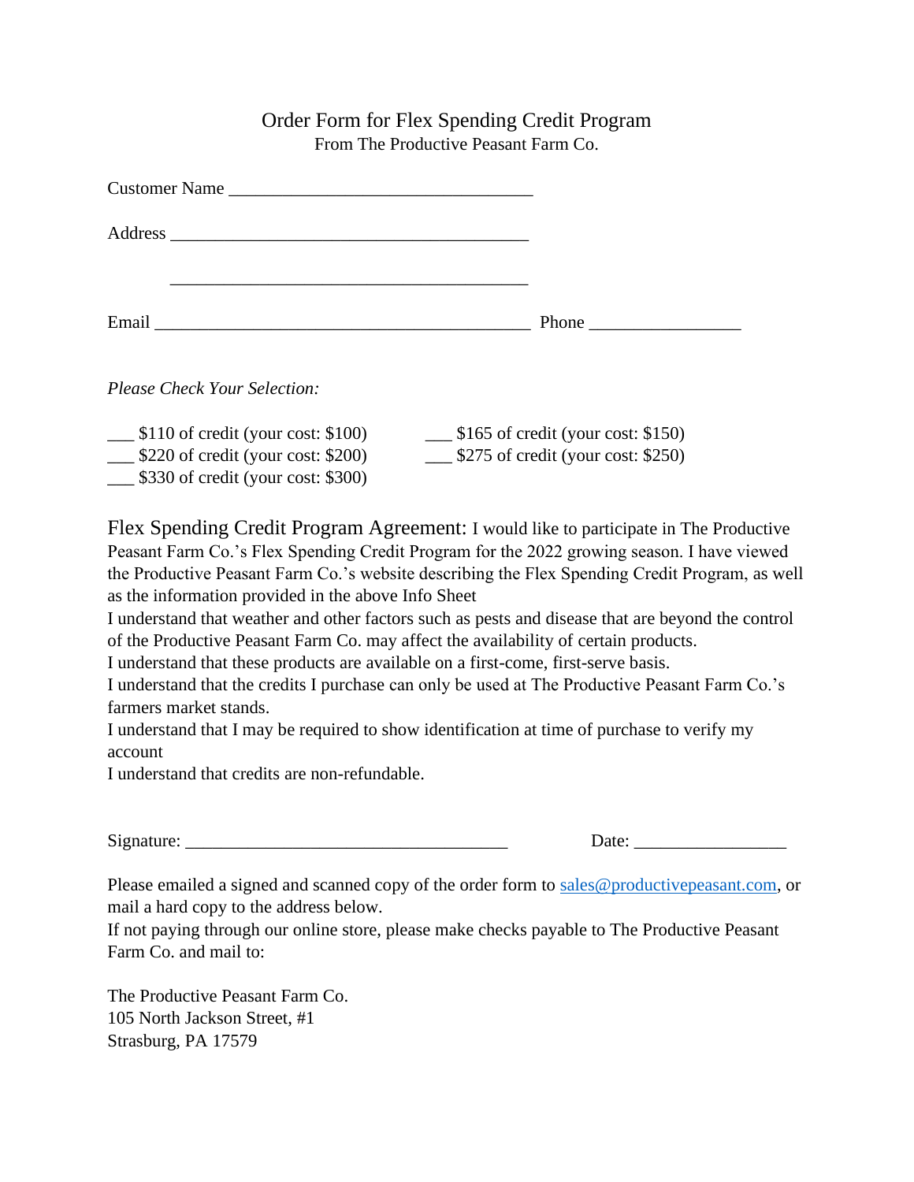# Order Form for Flex Spending Credit Program

From The Productive Peasant Farm Co.

Customer Name ___________________________________

Address _________________________________________

_________________________________________

Email ___________________________________________ Phone _________________

*Please Check Your Selection:*

___ $110 of credit (your cost: $100)

___ $165 of credit (your cost: $150)

___ $220 of credit (your cost: $200)

___ $275 of credit (your cost: $250)

___ $330 of credit (your cost: $300)

Flex Spending Credit Program Agreement: I would like to participate in The Productive Peasant Farm Co.'s Flex Spending Credit Program for the 2022 growing season. I have viewed the Productive Peasant Farm Co.'s website describing the Flex Spending Credit Program, as well as the information provided in the above Info Sheet

I understand that weather and other factors such as pests and disease that are beyond the control of the Productive Peasant Farm Co. may affect the availability of certain products.

I understand that these products are available on a first-come, first-serve basis.

I understand that the credits I purchase can only be used at The Productive Peasant Farm Co.'s farmers market stands.

I understand that I may be required to show identification at time of purchase to verify my account

I understand that credits are non-refundable.

Signature: _____________________________________ Date: _________________

Please emailed a signed and scanned copy of the order form to sales@productivepeasant.com, or mail a hard copy to the address below.

If not paying through our online store, please make checks payable to The Productive Peasant Farm Co. and mail to:

The Productive Peasant Farm Co.
105 North Jackson Street, #1
Strasburg, PA 17579